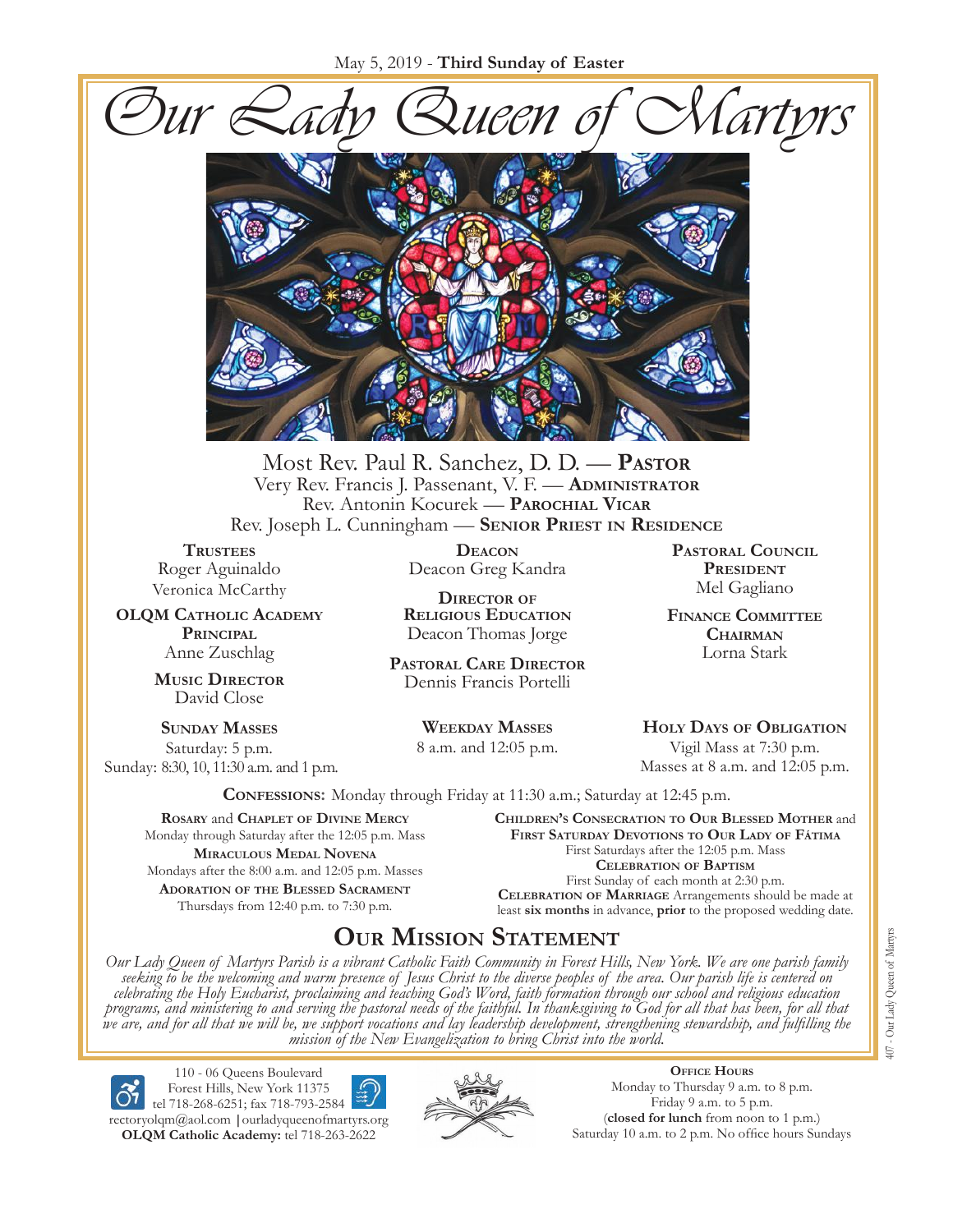May 5, 2019 - **Third Sunday of Easter**

# Our Lady Queen of Martyrs

Most Rev. Paul R. Sanchez, D. D. — **Pastor**
Very Rev. Francis J. Passenant, V. F. — **Administrator**
Rev. Antonin Kocurek — **Parochial Vicar**
Rev. Joseph L. Cunningham — **Senior Priest in Residence**

**Trustees**
Roger Aguinaldo
Veronica McCarthy

**OLQM Catholic Academy Principal**
Anne Zuschlag

**Music Director**
David Close

**Deacon**
Deacon Greg Kandra

**Director of Religious Education**
Deacon Thomas Jorge

**Pastoral Care Director**
Dennis Francis Portelli

**Pastoral Council President**
Mel Gagliano

**Finance Committee Chairman**
Lorna Stark

**Sunday Masses**
Saturday: 5 p.m.
Sunday: 8:30, 10, 11:30 a.m. and 1 p.m.

**Weekday Masses**
8 a.m. and 12:05 p.m.

**Holy Days of Obligation**
Vigil Mass at 7:30 p.m.
Masses at 8 a.m. and 12:05 p.m.

**Confessions:** Monday through Friday at 11:30 a.m.; Saturday at 12:45 p.m.

**Rosary** and **Chaplet of Divine Mercy**
Monday through Saturday after the 12:05 p.m. Mass

**Miraculous Medal Novena**
Mondays after the 8:00 a.m. and 12:05 p.m. Masses

**Adoration of the Blessed Sacrament**
Thursdays from 12:40 p.m. to 7:30 p.m.

**Children's Consecration to Our Blessed Mother** and **First Saturday Devotions to Our Lady of Fátima**
First Saturdays after the 12:05 p.m. Mass

**Celebration of Baptism**
First Sunday of each month at 2:30 p.m.

**Celebration of Marriage** Arrangements should be made at least **six months** in advance, **prior** to the proposed wedding date.

## Our Mission Statement

*Our Lady Queen of Martyrs Parish is a vibrant Catholic Faith Community in Forest Hills, New York. We are one parish family seeking to be the welcoming and warm presence of Jesus Christ to the diverse peoples of the area. Our parish life is centered on celebrating the Holy Eucharist, proclaiming and teaching God's Word, faith formation through our school and religious education programs, and ministering to and serving the pastoral needs of the faithful. In thanksgiving to God for all that has been, for all that we are, and for all that we will be, we support vocations and lay leadership development, strengthening stewardship, and fulfilling the mission of the New Evangelization to bring Christ into the world.*

110 - 06 Queens Boulevard
Forest Hills, New York 11375
tel 718-268-6251; fax 718-793-2584
rectoryolqm@aol.com | ourladyqueenofmartyrs.org
**OLQM Catholic Academy:** tel 718-263-2622

**Office Hours**
Monday to Thursday 9 a.m. to 8 p.m.
Friday 9 a.m. to 5 p.m.
(**closed for lunch** from noon to 1 p.m.)
Saturday 10 a.m. to 2 p.m. No office hours Sundays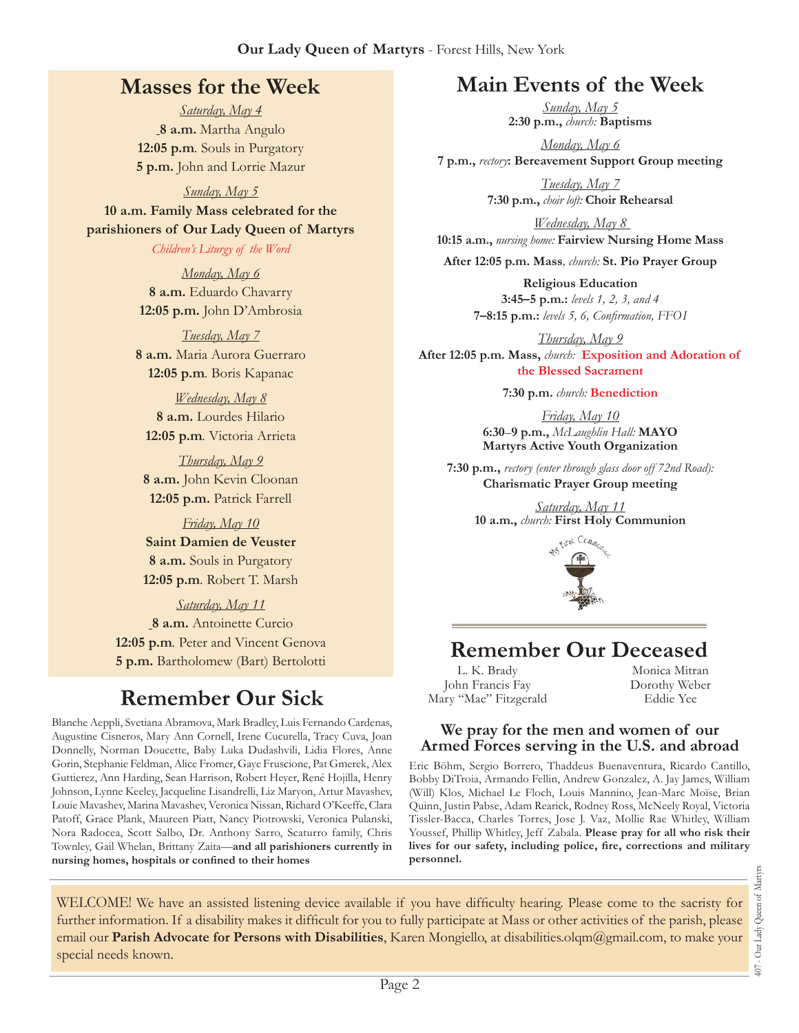## Masses for the Week

*Saturday, May 4*
**8 a.m.** Martha Angulo
**12:05 p.m**. Souls in Purgatory
**5 p.m.** John and Lorrie Mazur

*Sunday, May 5*
**10 a.m. Family Mass celebrated for the parishioners of Our Lady Queen of Martyrs**
*Children's Liturgy of the Word*

*Monday, May 6*
**8 a.m.** Eduardo Chavarry
**12:05 p.m.** John D'Ambrosia

*Tuesday, May 7*
**8 a.m.** Maria Aurora Guerraro
**12:05 p.m**. Boris Kapanac

*Wednesday, May 8*
**8 a.m.** Lourdes Hilario
**12:05 p.m**. Victoria Arrieta

*Thursday, May 9*
**8 a.m.** John Kevin Cloonan
**12:05 p.m.** Patrick Farrell

*Friday, May 10*
**Saint Damien de Veuster**
**8 a.m.** Souls in Purgatory
**12:05 p.m**. Robert T. Marsh

*Saturday, May 11*
**8 a.m.** Antoinette Curcio
**12:05 p.m**. Peter and Vincent Genova
**5 p.m.** Bartholomew (Bart) Bertolotti

## Remember Our Sick

Blanche Aeppli, Svetiana Abramova, Mark Bradley, Luis Fernando Cardenas, Augustine Cisneros, Mary Ann Cornell, Irene Cucurella, Tracy Cuva, Joan Donnelly, Norman Doucette, Baby Luka Dudashvili, Lidia Flores, Anne Gorin, Stephanie Feldman, Alice Fromer, Gaye Fruscione, Pat Gmerek, Alex Guttierez, Ann Harding, Sean Harrison, Robert Heyer, René Hojilla, Henry Johnson, Lynne Keeley, Jacqueline Lisandrelli, Liz Maryon, Artur Mavashev, Louie Mavashev, Marina Mavashev, Veronica Nissan, Richard O'Keeffe, Clara Patoff, Grace Plank, Maureen Piatt, Nancy Piotrowski, Veronica Pulanski, Nora Radocea, Scott Salbo, Dr. Anthony Sarro, Scaturro family, Chris Townley, Gail Whelan, Brittany Zaita—**and all parishioners currently in nursing homes, hospitals or confined to their homes**

## Main Events of the Week

*Sunday, May 5*
**2:30 p.m.,** *church:* **Baptisms**

*Monday, May 6*
**7 p.m.,** *rectory*: **Bereavement Support Group meeting**

*Tuesday, May 7*
**7:30 p.m.,** *choir loft:* **Choir Rehearsal**

*Wednesday, May 8*
**10:15 a.m.,** *nursing home:* **Fairview Nursing Home Mass**

**After 12:05 p.m. Mass**, *church:* **St. Pio Prayer Group**

**Religious Education**
**3:45–5 p.m.:** *levels 1, 2, 3, and 4*
**7–8:15 p.m.:** *levels 5, 6, Confirmation, FFO1*

*Thursday, May 9*
**After 12:05 p.m. Mass,** *church:* **Exposition and Adoration of the Blessed Sacrament**

**7:30 p.m.** *church:* **Benediction**

*Friday, May 10*
**6:30–9 p.m.,** *McLaughlin Hall:* **MAYO Martyrs Active Youth Organization**

**7:30 p.m.,** *rectory (enter through glass door off 72nd Road):* **Charismatic Prayer Group meeting**

*Saturday, May 11*
**10 a.m.,** *church:* **First Holy Communion**

## Remember Our Deceased

L. K. Brady
John Francis Fay
Mary "Mae" Fitzgerald
Monica Mitran
Dorothy Weber
Eddie Yee

### We pray for the men and women of our Armed Forces serving in the U.S. and abroad

Eric Böhm, Sergio Borrero, Thaddeus Buenaventura, Ricardo Cantillo, Bobby DiTroia, Armando Fellin, Andrew Gonzalez, A. Jay James, William (Will) Klos, Michael Le Floch, Louis Mannino, Jean-Marc Moïse, Brian Quinn, Justin Pabse, Adam Rearick, Rodney Ross, McNeely Royal, Victoria Tissler-Bacca, Charles Torres, Jose J. Vaz, Mollie Rae Whitley, William Youssef, Phillip Whitley, Jeff Zabala. **Please pray for all who risk their lives for our safety, including police, fire, corrections and military personnel.**

WELCOME! We have an assisted listening device available if you have difficulty hearing. Please come to the sacristy for further information. If a disability makes it difficult for you to fully participate at Mass or other activities of the parish, please email our **Parish Advocate for Persons with Disabilities**, Karen Mongiello, at disabilities.olqm@gmail.com, to make your special needs known.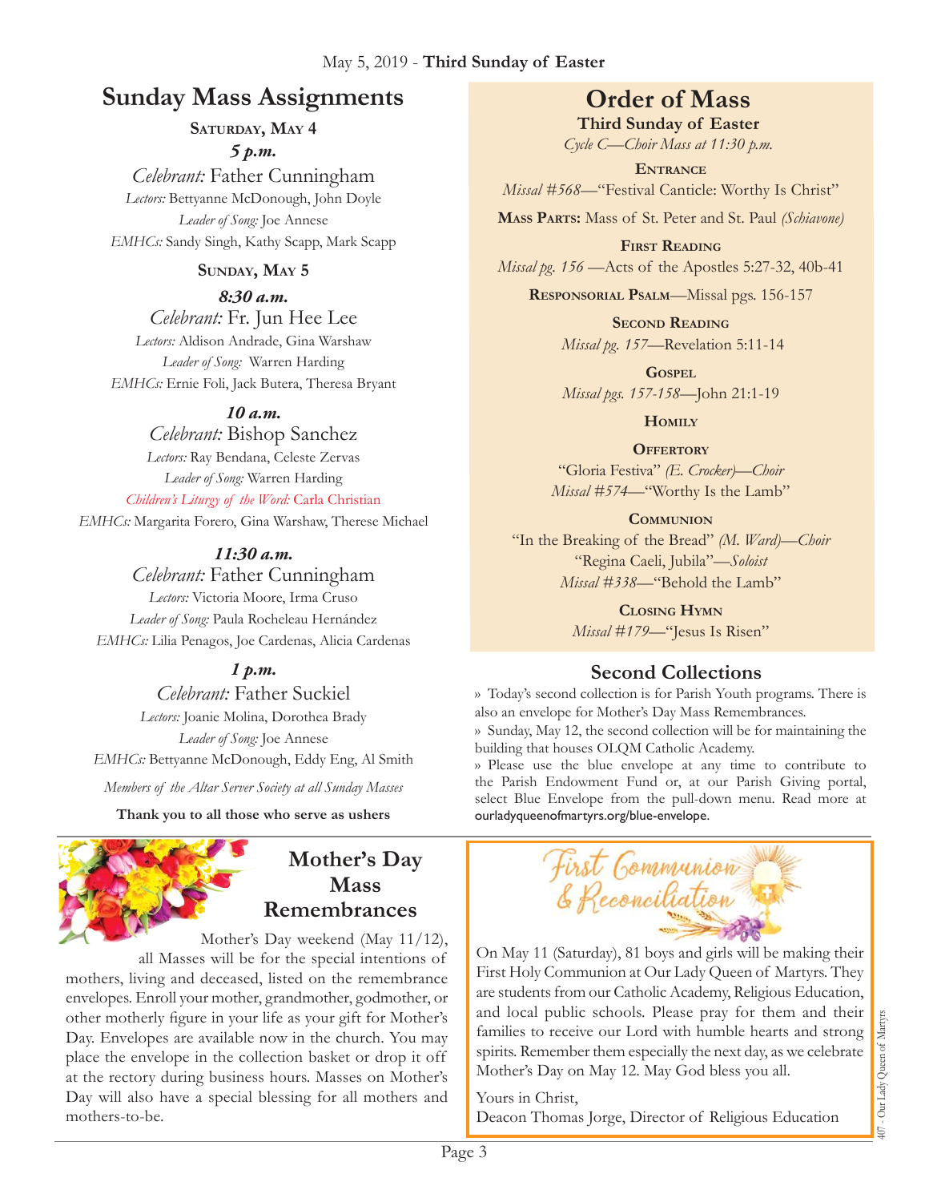May 5, 2019 - **Third Sunday of Easter**

# Sunday Mass Assignments

**SATURDAY, MAY 4**

***5 p.m.***

*Celebrant:* Father Cunningham
*Lectors:* Bettyanne McDonough, John Doyle
*Leader of Song:* Joe Annese
*EMHCs:* Sandy Singh, Kathy Scapp, Mark Scapp

**SUNDAY, MAY 5**

***8:30 a.m.***

*Celebrant:* Fr. Jun Hee Lee
*Lectors:* Aldison Andrade, Gina Warshaw
*Leader of Song:* Warren Harding
*EMHCs:* Ernie Foli, Jack Butera, Theresa Bryant

***10 a.m.***

*Celebrant:* Bishop Sanchez
*Lectors:* Ray Bendana, Celeste Zervas
*Leader of Song:* Warren Harding
*Children's Liturgy of the Word:* Carla Christian
*EMHCs:* Margarita Forero, Gina Warshaw, Therese Michael

***11:30 a.m.***

*Celebrant:* Father Cunningham
*Lectors:* Victoria Moore, Irma Cruso
*Leader of Song:* Paula Rocheleau Hernández
*EMHCs:* Lilia Penagos, Joe Cardenas, Alicia Cardenas

***1 p.m.***

*Celebrant:* Father Suckiel
*Lectors:* Joanie Molina, Dorothea Brady
*Leader of Song:* Joe Annese
*EMHCs:* Bettyanne McDonough, Eddy Eng, Al Smith

*Members of the Altar Server Society at all Sunday Masses*

**Thank you to all those who serve as ushers**

# Order of Mass

**Third Sunday of Easter**

*Cycle C—Choir Mass at 11:30 p.m.*

**ENTRANCE**
*Missal #568*—"Festival Canticle: Worthy Is Christ"

**MASS PARTS:** Mass of St. Peter and St. Paul *(Schiavone)*

**FIRST READING**
*Missal pg. 156* —Acts of the Apostles 5:27-32, 40b-41

**RESPONSORIAL PSALM**—Missal pgs. 156-157

**SECOND READING**
*Missal pg. 157*—Revelation 5:11-14

**GOSPEL**
*Missal pgs. 157-158*—John 21:1-19

**HOMILY**

**OFFERTORY**
"Gloria Festiva" *(E. Crocker)—Choir*
*Missal #574*—"Worthy Is the Lamb"

**COMMUNION**
"In the Breaking of the Bread" *(M. Ward)—Choir*
"Regina Caeli, Jubila"—*Soloist*
*Missal #338*—"Behold the Lamb"

**CLOSING HYMN**
*Missal #179*—"Jesus Is Risen"

## Second Collections

» Today's second collection is for Parish Youth programs. There is also an envelope for Mother's Day Mass Remembrances.

» Sunday, May 12, the second collection will be for maintaining the building that houses OLQM Catholic Academy.

» Please use the blue envelope at any time to contribute to the Parish Endowment Fund or, at our Parish Giving portal, select Blue Envelope from the pull-down menu. Read more at ourladyqueenofmartyrs.org/blue-envelope.

## Mother's Day Mass Remembrances

Mother's Day weekend (May 11/12), all Masses will be for the special intentions of mothers, living and deceased, listed on the remembrance envelopes. Enroll your mother, grandmother, godmother, or other motherly figure in your life as your gift for Mother's Day. Envelopes are available now in the church. You may place the envelope in the collection basket or drop it off at the rectory during business hours. Masses on Mother's Day will also have a special blessing for all mothers and mothers-to-be.

## First Communion & Reconciliation

On May 11 (Saturday), 81 boys and girls will be making their First Holy Communion at Our Lady Queen of Martyrs. They are students from our Catholic Academy, Religious Education, and local public schools. Please pray for them and their families to receive our Lord with humble hearts and strong spirits. Remember them especially the next day, as we celebrate Mother's Day on May 12. May God bless you all.

Yours in Christ,
Deacon Thomas Jorge, Director of Religious Education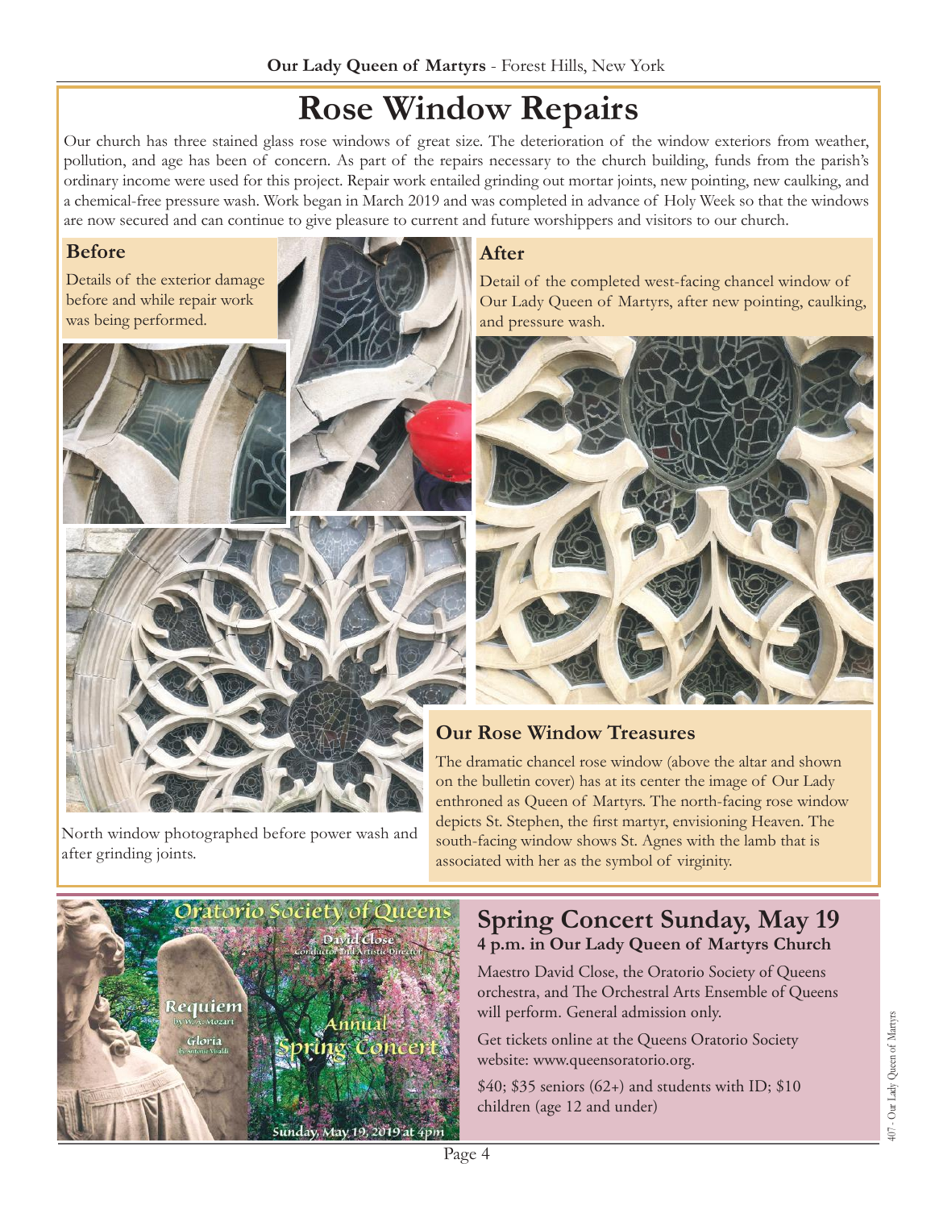# Rose Window Repairs

Our church has three stained glass rose windows of great size. The deterioration of the window exteriors from weather, pollution, and age has been of concern. As part of the repairs necessary to the church building, funds from the parish's ordinary income were used for this project. Repair work entailed grinding out mortar joints, new pointing, new caulking, and a chemical-free pressure wash. Work began in March 2019 and was completed in advance of Holy Week so that the windows are now secured and can continue to give pleasure to current and future worshippers and visitors to our church.

### Before

Details of the exterior damage before and while repair work was being performed.

North window photographed before power wash and after grinding joints.

### After

Detail of the completed west-facing chancel window of Our Lady Queen of Martyrs, after new pointing, caulking, and pressure wash.

### Our Rose Window Treasures

The dramatic chancel rose window (above the altar and shown on the bulletin cover) has at its center the image of Our Lady enthroned as Queen of Martyrs. The north-facing rose window depicts St. Stephen, the first martyr, envisioning Heaven. The south-facing window shows St. Agnes with the lamb that is associated with her as the symbol of virginity.

## Spring Concert Sunday, May 19

**4 p.m. in Our Lady Queen of Martyrs Church**

Maestro David Close, the Oratorio Society of Queens orchestra, and The Orchestral Arts Ensemble of Queens will perform. General admission only.

Get tickets online at the Queens Oratorio Society website: www.queensoratorio.org.

$40; $35 seniors (62+) and students with ID; $10 children (age 12 and under)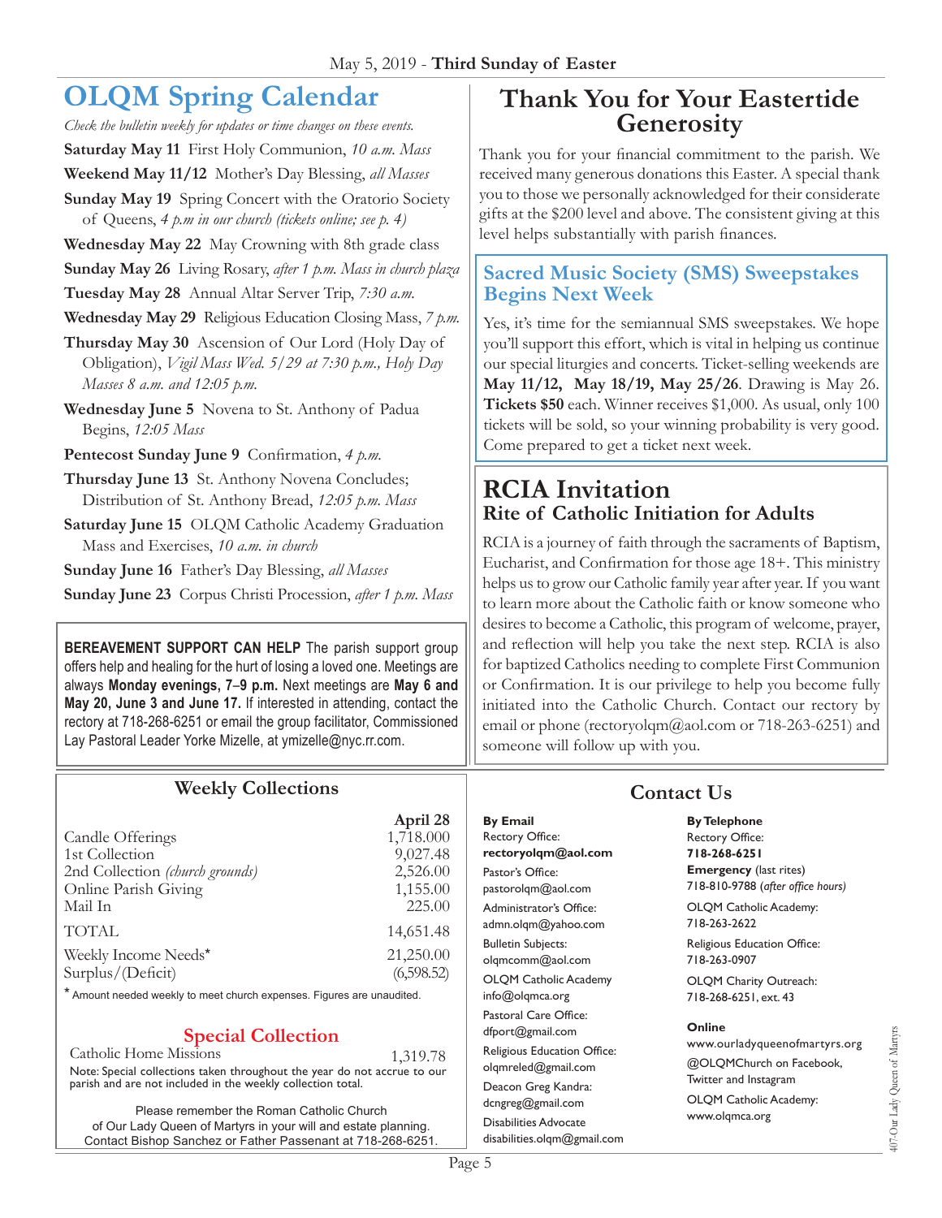# OLQM Spring Calendar

*Check the bulletin weekly for updates or time changes on these events.*

**Saturday May 11** First Holy Communion, *10 a.m. Mass*

**Weekend May 11/12** Mother's Day Blessing, *all Masses*

**Sunday May 19** Spring Concert with the Oratorio Society of Queens, *4 p.m in our church (tickets online; see p. 4)*

**Wednesday May 22** May Crowning with 8th grade class

**Sunday May 26** Living Rosary, *after 1 p.m. Mass in church plaza*

**Tuesday May 28** Annual Altar Server Trip, *7:30 a.m.*

**Wednesday May 29** Religious Education Closing Mass, *7 p.m.*

**Thursday May 30** Ascension of Our Lord (Holy Day of Obligation), *Vigil Mass Wed. 5/29 at 7:30 p.m., Holy Day Masses 8 a.m. and 12:05 p.m.*

**Wednesday June 5** Novena to St. Anthony of Padua Begins, *12:05 Mass*

**Pentecost Sunday June 9** Confirmation, *4 p.m.*

**Thursday June 13** St. Anthony Novena Concludes; Distribution of St. Anthony Bread, *12:05 p.m. Mass*

**Saturday June 15** OLQM Catholic Academy Graduation Mass and Exercises, *10 a.m. in church*

**Sunday June 16** Father's Day Blessing, *all Masses*

**Sunday June 23** Corpus Christi Procession, *after 1 p.m. Mass*

**BEREAVEMENT SUPPORT CAN HELP** The parish support group offers help and healing for the hurt of losing a loved one. Meetings are always **Monday evenings, 7–9 p.m.** Next meetings are **May 6 and May 20, June 3 and June 17.** If interested in attending, contact the rectory at 718-268-6251 or email the group facilitator, Commissioned Lay Pastoral Leader Yorke Mizelle, at ymizelle@nyc.rr.com.

# Thank You for Your Eastertide Generosity

Thank you for your financial commitment to the parish. We received many generous donations this Easter. A special thank you to those we personally acknowledged for their considerate gifts at the $200 level and above. The consistent giving at this level helps substantially with parish finances.

## Sacred Music Society (SMS) Sweepstakes Begins Next Week

Yes, it's time for the semiannual SMS sweepstakes. We hope you'll support this effort, which is vital in helping us continue our special liturgies and concerts. Ticket-selling weekends are **May 11/12, May 18/19, May 25/26**. Drawing is May 26. **Tickets $50** each. Winner receives $1,000. As usual, only 100 tickets will be sold, so your winning probability is very good. Come prepared to get a ticket next week.

# RCIA Invitation

## Rite of Catholic Initiation for Adults

RCIA is a journey of faith through the sacraments of Baptism, Eucharist, and Confirmation for those age 18+. This ministry helps us to grow our Catholic family year after year. If you want to learn more about the Catholic faith or know someone who desires to become a Catholic, this program of welcome, prayer, and reflection will help you take the next step. RCIA is also for baptized Catholics needing to complete First Communion or Confirmation. It is our privilege to help you become fully initiated into the Catholic Church. Contact our rectory by email or phone (rectoryolqm@aol.com or 718-263-6251) and someone will follow up with you.

## Weekly Collections

| | April 28 |
|---|---|
| Candle Offerings | 1,718.000 |
| 1st Collection | 9,027.48 |
| 2nd Collection *(church grounds)* | 2,526.00 |
| Online Parish Giving | 1,155.00 |
| Mail In | 225.00 |
| TOTAL | 14,651.48 |
| Weekly Income Needs* | 21,250.00 |
| Surplus/(Deficit) | (6,598.52) |

\* Amount needed weekly to meet church expenses. Figures are unaudited.

## Special Collection

Catholic Home Missions 1,319.78

Note: Special collections taken throughout the year do not accrue to our parish and are not included in the weekly collection total.

Please remember the Roman Catholic Church of Our Lady Queen of Martyrs in your will and estate planning. Contact Bishop Sanchez or Father Passenant at 718-268-6251.

## Contact Us

**By Email**

Rectory Office:
**rectoryolqm@aol.com**

Pastor's Office:
pastorolqm@aol.com

Administrator's Office:
admn.olqm@yahoo.com

Bulletin Subjects:
olqmcomm@aol.com

OLQM Catholic Academy
info@olqmca.org

Pastoral Care Office:
dfport@gmail.com

Religious Education Office:
olqmreled@gmail.com

Deacon Greg Kandra:
dcngreg@gmail.com

Disabilities Advocate
disabilities.olqm@gmail.com

**By Telephone**

Rectory Office:
**718-268-6251**

**Emergency** (last rites)
718-810-9788 (*after office hours)*

OLQM Catholic Academy:
718-263-2622

Religious Education Office:
718-263-0907

OLQM Charity Outreach:
718-268-6251, ext. 43

**Online**

www.ourladyqueenofmartyrs.org

@OLQMChurch on Facebook, Twitter and Instagram

OLQM Catholic Academy:
www.olqmca.org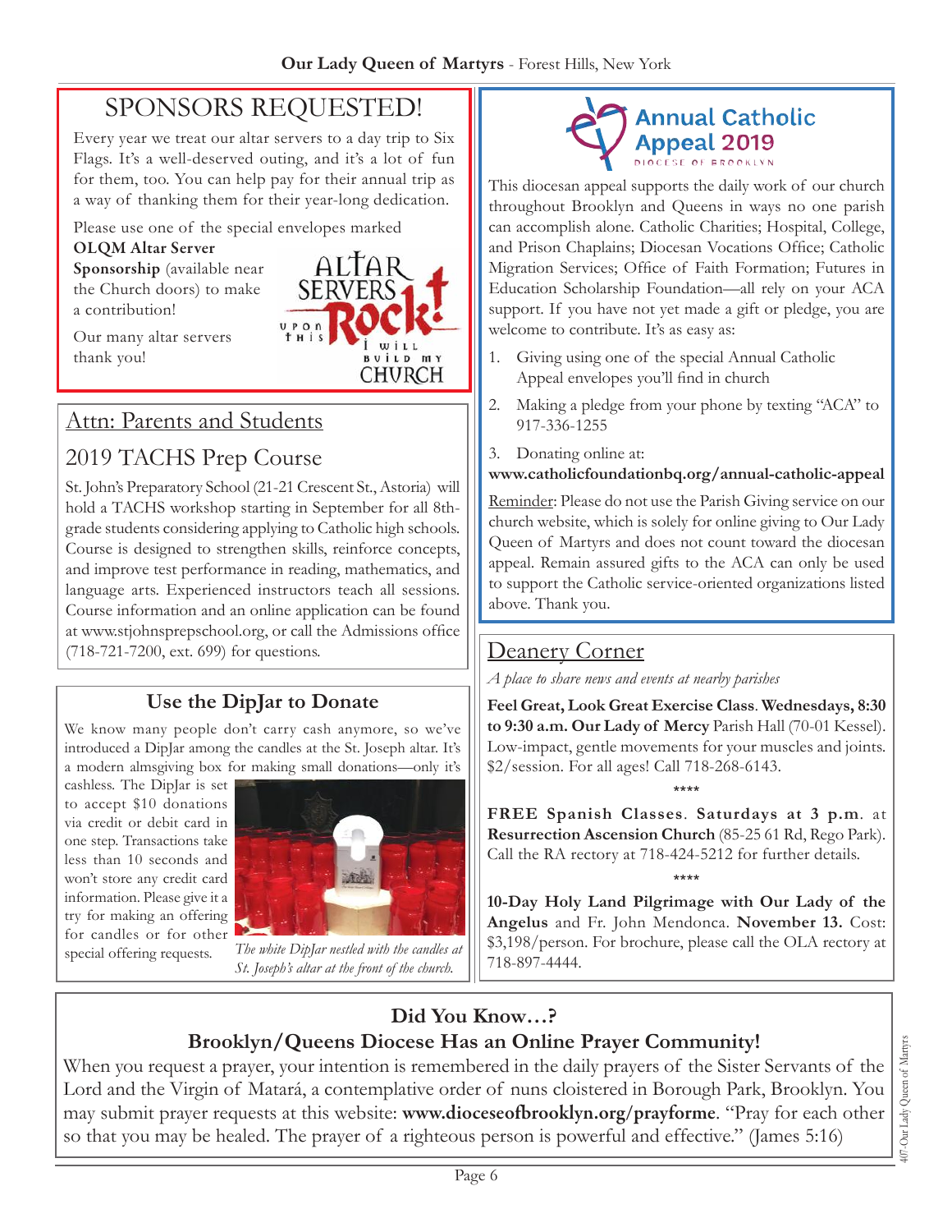# SPONSORS REQUESTED!

Every year we treat our altar servers to a day trip to Six Flags. It's a well-deserved outing, and it's a lot of fun for them, too. You can help pay for their annual trip as a way of thanking them for their year-long dedication.

Please use one of the special envelopes marked **OLQM Altar Server Sponsorship** (available near the Church doors) to make a contribution!

Our many altar servers thank you!

ALTAR SERVERS ROCK! UPON THIS I WILL BUILD MY CHURCH

## Attn: Parents and Students

## 2019 TACHS Prep Course

St. John's Preparatory School (21-21 Crescent St., Astoria) will hold a TACHS workshop starting in September for all 8th-grade students considering applying to Catholic high schools. Course is designed to strengthen skills, reinforce concepts, and improve test performance in reading, mathematics, and language arts. Experienced instructors teach all sessions. Course information and an online application can be found at www.stjohnsprepschool.org, or call the Admissions office (718-721-7200, ext. 699) for questions.

## Use the DipJar to Donate

We know many people don't carry cash anymore, so we've introduced a DipJar among the candles at the St. Joseph altar. It's a modern almsgiving box for making small donations—only it's cashless. The DipJar is set to accept $10 donations via credit or debit card in one step. Transactions take less than 10 seconds and won't store any credit card information. Please give it a try for making an offering for candles or for other special offering requests.

*The white DipJar nestled with the candles at St. Joseph's altar at the front of the church.*

## Annual Catholic Appeal 2019

DIOCESE OF BROOKLYN

This diocesan appeal supports the daily work of our church throughout Brooklyn and Queens in ways no one parish can accomplish alone. Catholic Charities; Hospital, College, and Prison Chaplains; Diocesan Vocations Office; Catholic Migration Services; Office of Faith Formation; Futures in Education Scholarship Foundation—all rely on your ACA support. If you have not yet made a gift or pledge, you are welcome to contribute. It's as easy as:

1. Giving using one of the special Annual Catholic Appeal envelopes you'll find in church
2. Making a pledge from your phone by texting "ACA" to 917-336-1255
3. Donating online at: **www.catholicfoundationbq.org/annual-catholic-appeal**

Reminder: Please do not use the Parish Giving service on our church website, which is solely for online giving to Our Lady Queen of Martyrs and does not count toward the diocesan appeal. Remain assured gifts to the ACA can only be used to support the Catholic service-oriented organizations listed above. Thank you.

## Deanery Corner

*A place to share news and events at nearby parishes*

**Feel Great, Look Great Exercise Class**. **Wednesdays, 8:30 to 9:30 a.m. Our Lady of Mercy** Parish Hall (70-01 Kessel). Low-impact, gentle movements for your muscles and joints. $2/session. For all ages! Call 718-268-6143.

\*\*\*\*

**FREE Spanish Classes**. **Saturdays at 3 p.m**. at **Resurrection Ascension Church** (85-25 61 Rd, Rego Park). Call the RA rectory at 718-424-5212 for further details.

\*\*\*\*

**10-Day Holy Land Pilgrimage with Our Lady of the Angelus** and Fr. John Mendonca. **November 13.** Cost: $3,198/person. For brochure, please call the OLA rectory at 718-897-4444.

## Did You Know…? Brooklyn/Queens Diocese Has an Online Prayer Community!

When you request a prayer, your intention is remembered in the daily prayers of the Sister Servants of the Lord and the Virgin of Matará, a contemplative order of nuns cloistered in Borough Park, Brooklyn. You may submit prayer requests at this website: **www.dioceseofbrooklyn.org/prayforme**. "Pray for each other so that you may be healed. The prayer of a righteous person is powerful and effective." (James 5:16)